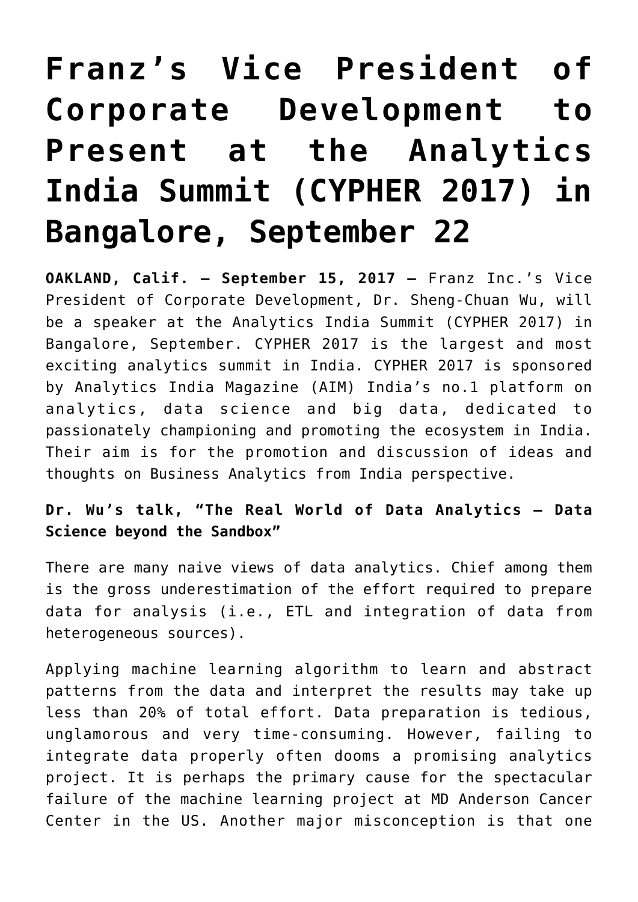# Franz's Vice President of Corporate Development to Present at the Analytics India Summit (CYPHER 2017) in Bangalore, September 22

**OAKLAND, Calif. – September 15, 2017 –** Franz Inc.'s Vice President of Corporate Development, Dr. Sheng-Chuan Wu, will be a speaker at the Analytics India Summit (CYPHER 2017) in Bangalore, September. CYPHER 2017 is the largest and most exciting analytics summit in India. CYPHER 2017 is sponsored by Analytics India Magazine (AIM) India's no.1 platform on analytics, data science and big data, dedicated to passionately championing and promoting the ecosystem in India. Their aim is for the promotion and discussion of ideas and thoughts on Business Analytics from India perspective.

**Dr. Wu's talk, "The Real World of Data Analytics – Data Science beyond the Sandbox"**

There are many naive views of data analytics. Chief among them is the gross underestimation of the effort required to prepare data for analysis (i.e., ETL and integration of data from heterogeneous sources).

Applying machine learning algorithm to learn and abstract patterns from the data and interpret the results may take up less than 20% of total effort. Data preparation is tedious, unglamorous and very time-consuming. However, failing to integrate data properly often dooms a promising analytics project. It is perhaps the primary cause for the spectacular failure of the machine learning project at MD Anderson Cancer Center in the US. Another major misconception is that one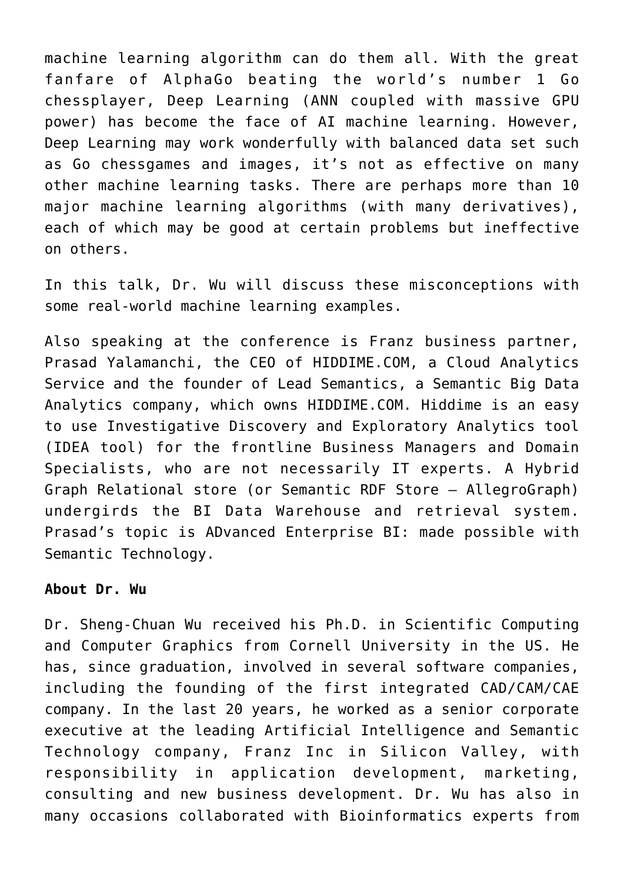machine learning algorithm can do them all. With the great fanfare of AlphaGo beating the world's number 1 Go chessplayer, Deep Learning (ANN coupled with massive GPU power) has become the face of AI machine learning. However, Deep Learning may work wonderfully with balanced data set such as Go chessgames and images, it's not as effective on many other machine learning tasks. There are perhaps more than 10 major machine learning algorithms (with many derivatives), each of which may be good at certain problems but ineffective on others.

In this talk, Dr. Wu will discuss these misconceptions with some real-world machine learning examples.

Also speaking at the conference is Franz business partner, Prasad Yalamanchi, the CEO of HIDDIME.COM, a Cloud Analytics Service and the founder of Lead Semantics, a Semantic Big Data Analytics company, which owns HIDDIME.COM. Hiddime is an easy to use Investigative Discovery and Exploratory Analytics tool (IDEA tool) for the frontline Business Managers and Domain Specialists, who are not necessarily IT experts. A Hybrid Graph Relational store (or Semantic RDF Store – AllegroGraph) undergirds the BI Data Warehouse and retrieval system. Prasad's topic is ADvanced Enterprise BI: made possible with Semantic Technology.

**About Dr. Wu**

Dr. Sheng-Chuan Wu received his Ph.D. in Scientific Computing and Computer Graphics from Cornell University in the US. He has, since graduation, involved in several software companies, including the founding of the first integrated CAD/CAM/CAE company. In the last 20 years, he worked as a senior corporate executive at the leading Artificial Intelligence and Semantic Technology company, Franz Inc in Silicon Valley, with responsibility in application development, marketing, consulting and new business development. Dr. Wu has also in many occasions collaborated with Bioinformatics experts from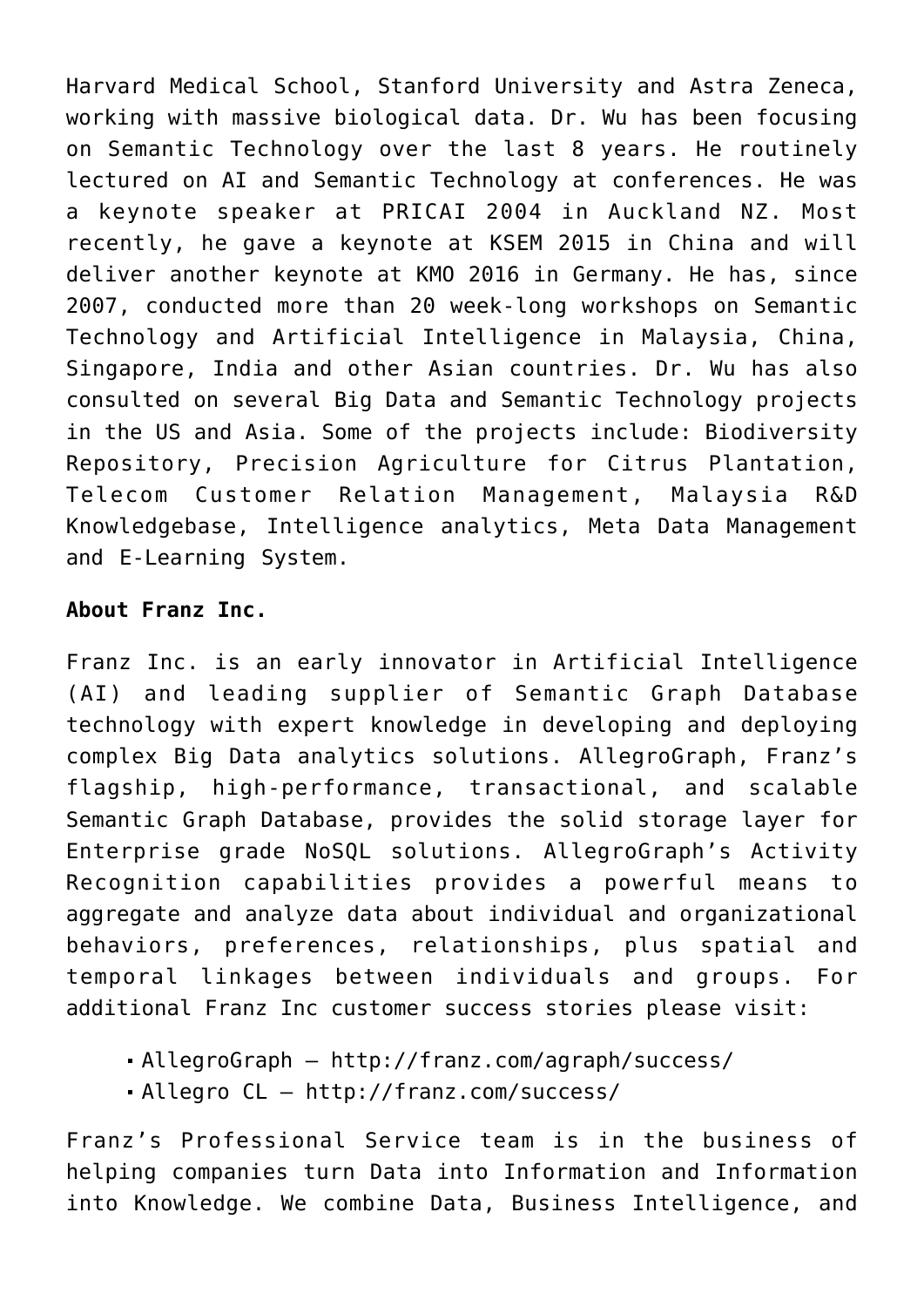Harvard Medical School, Stanford University and Astra Zeneca, working with massive biological data. Dr. Wu has been focusing on Semantic Technology over the last 8 years. He routinely lectured on AI and Semantic Technology at conferences. He was a keynote speaker at PRICAI 2004 in Auckland NZ. Most recently, he gave a keynote at KSEM 2015 in China and will deliver another keynote at KMO 2016 in Germany. He has, since 2007, conducted more than 20 week-long workshops on Semantic Technology and Artificial Intelligence in Malaysia, China, Singapore, India and other Asian countries. Dr. Wu has also consulted on several Big Data and Semantic Technology projects in the US and Asia. Some of the projects include: Biodiversity Repository, Precision Agriculture for Citrus Plantation, Telecom Customer Relation Management, Malaysia R&D Knowledgebase, Intelligence analytics, Meta Data Management and E-Learning System.

**About Franz Inc.**

Franz Inc. is an early innovator in Artificial Intelligence (AI) and leading supplier of Semantic Graph Database technology with expert knowledge in developing and deploying complex Big Data analytics solutions. AllegroGraph, Franz's flagship, high-performance, transactional, and scalable Semantic Graph Database, provides the solid storage layer for Enterprise grade NoSQL solutions. AllegroGraph's Activity Recognition capabilities provides a powerful means to aggregate and analyze data about individual and organizational behaviors, preferences, relationships, plus spatial and temporal linkages between individuals and groups. For additional Franz Inc customer success stories please visit:

- AllegroGraph – http://franz.com/agraph/success/
- Allegro CL – http://franz.com/success/

Franz's Professional Service team is in the business of helping companies turn Data into Information and Information into Knowledge. We combine Data, Business Intelligence, and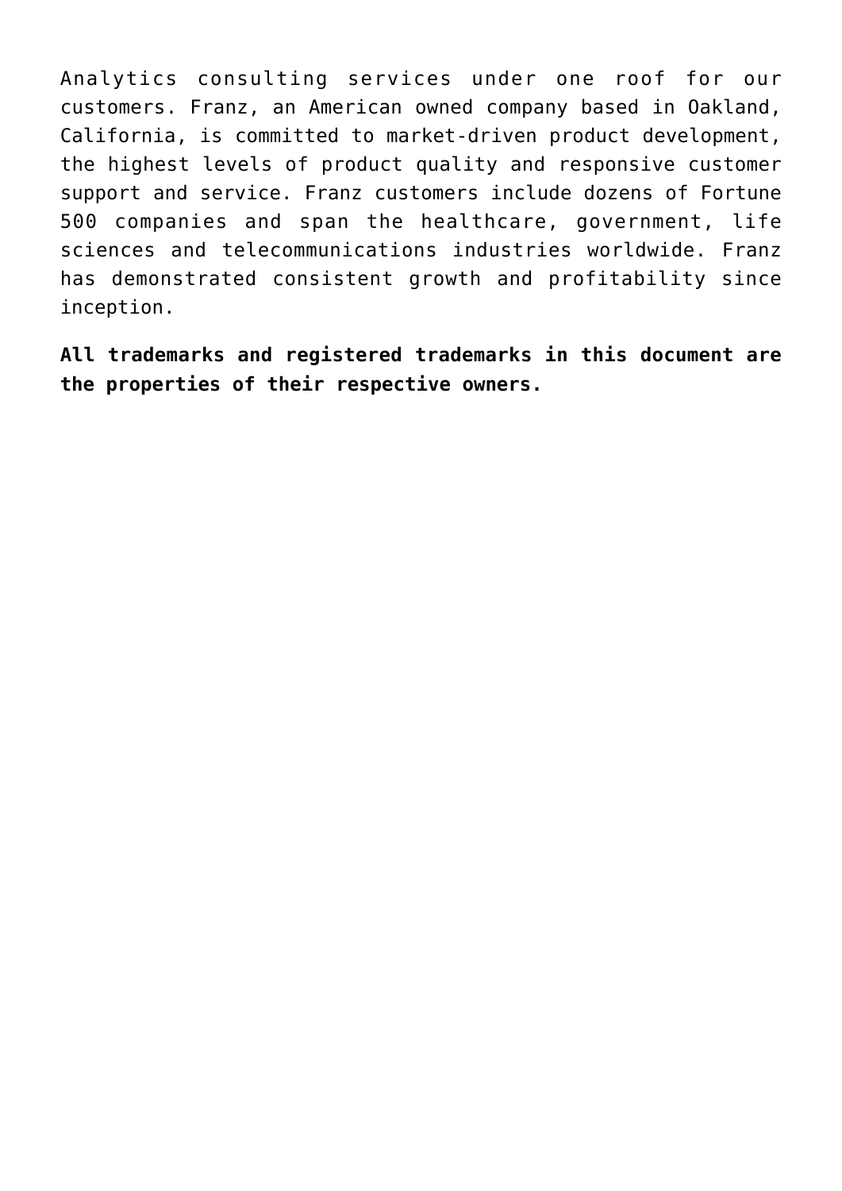Analytics consulting services under one roof for our customers. Franz, an American owned company based in Oakland, California, is committed to market-driven product development, the highest levels of product quality and responsive customer support and service. Franz customers include dozens of Fortune 500 companies and span the healthcare, government, life sciences and telecommunications industries worldwide. Franz has demonstrated consistent growth and profitability since inception.

**All trademarks and registered trademarks in this document are the properties of their respective owners.**